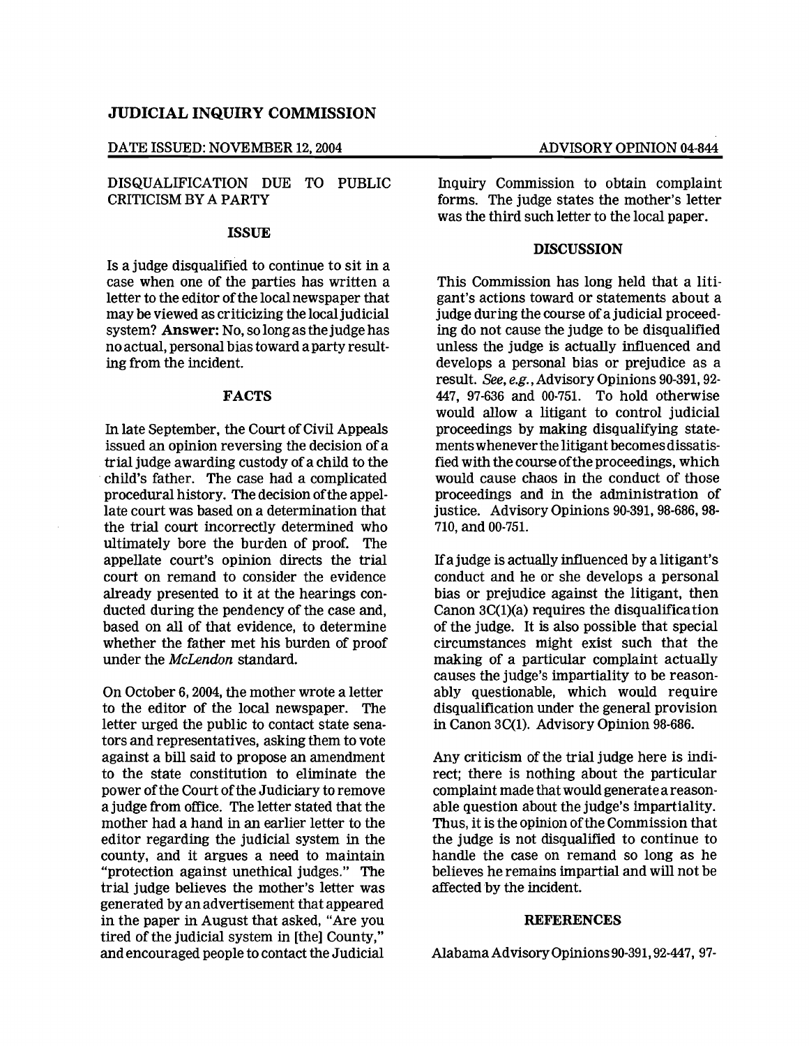# JUDICIAL INQUIRY COMMISSION

DATE ISSUED: NOVEMBER 12, 2004

ADVISORY OPINION 04-844

## DISQUALIFICATION DUE TO PUBLIC CRITICISM BY A PARTY

### ISSUE

Is a judge disqualified to continue to sit in a case when one of the parties has written a letter to the editor of the local newspaper that may be viewed as criticizing the local judicial system? **Answer:** No, so long as the judge has no actual, personal bias toward a party resulting from the incident.

### FACTS

In late September, the Court of Civil Appeals issued an opinion reversing the decision of a trial judge awarding custody of a child to the child's father. The case had a complicated procedural history. The decision of the appellate court was based on a determination that the trial court incorrectly determined who ultimately bore the burden of proof. The appellate court's opinion directs the trial court on remand to consider the evidence already presented to it at the hearings conducted during the pendency of the case and, based on all of that evidence, to determine whether the father met his burden of proof under the *McLendon* standard.

On October 6, 2004, the mother wrote a letter to the editor of the local newspaper. The letter urged the public to contact state senators and representatives, asking them to vote against a bill said to propose an amendment to the state constitution to eliminate the power of the Court of the Judiciary to remove a judge from office. The letter stated that the mother had a hand in an earlier letter to the editor regarding the judicial system in the county, and it argues a need to maintain "protection against unethical judges." The trial judge believes the mother's letter was generated by an advertisement that appeared in the paper in August that asked, "Are you tired of the judicial system in [the] County," and encouraged people to contact the Judicial Inquiry Commission to obtain complaint forms. The judge states the mother's letter was the third such letter to the local paper.

### DISCUSSION

This Commission has long held that a litigant's actions toward or statements about a judge during the course of a judicial proceeding do not cause the judge to be disqualified unless the judge is actually influenced and develops a personal bias or prejudice as a result. *See, e.g.*, Advisory Opinions 90-391, 92-447, 97-636 and 00-751. To hold otherwise would allow a litigant to control judicial proceedings by making disqualifying statements whenever the litigant becomes dissatisfied with the course of the proceedings, which would cause chaos in the conduct of those proceedings and in the administration of justice. Advisory Opinions 90-391, 98-686, 98-710, and 00-751.

If a judge is actually influenced by a litigant's conduct and he or she develops a personal bias or prejudice against the litigant, then Canon 3C(1)(a) requires the disqualification of the judge. It is also possible that special circumstances might exist such that the making of a particular complaint actually causes the judge's impartiality to be reasonably questionable, which would require disqualification under the general provision in Canon 3C(1). Advisory Opinion 98-686.

Any criticism of the trial judge here is indirect; there is nothing about the particular complaint made that would generate a reasonable question about the judge's impartiality. Thus, it is the opinion of the Commission that the judge is not disqualified to continue to handle the case on remand so long as he believes he remains impartial and will not be affected by the incident.

### REFERENCES

Alabama Advisory Opinions 90-391, 92-447, 97-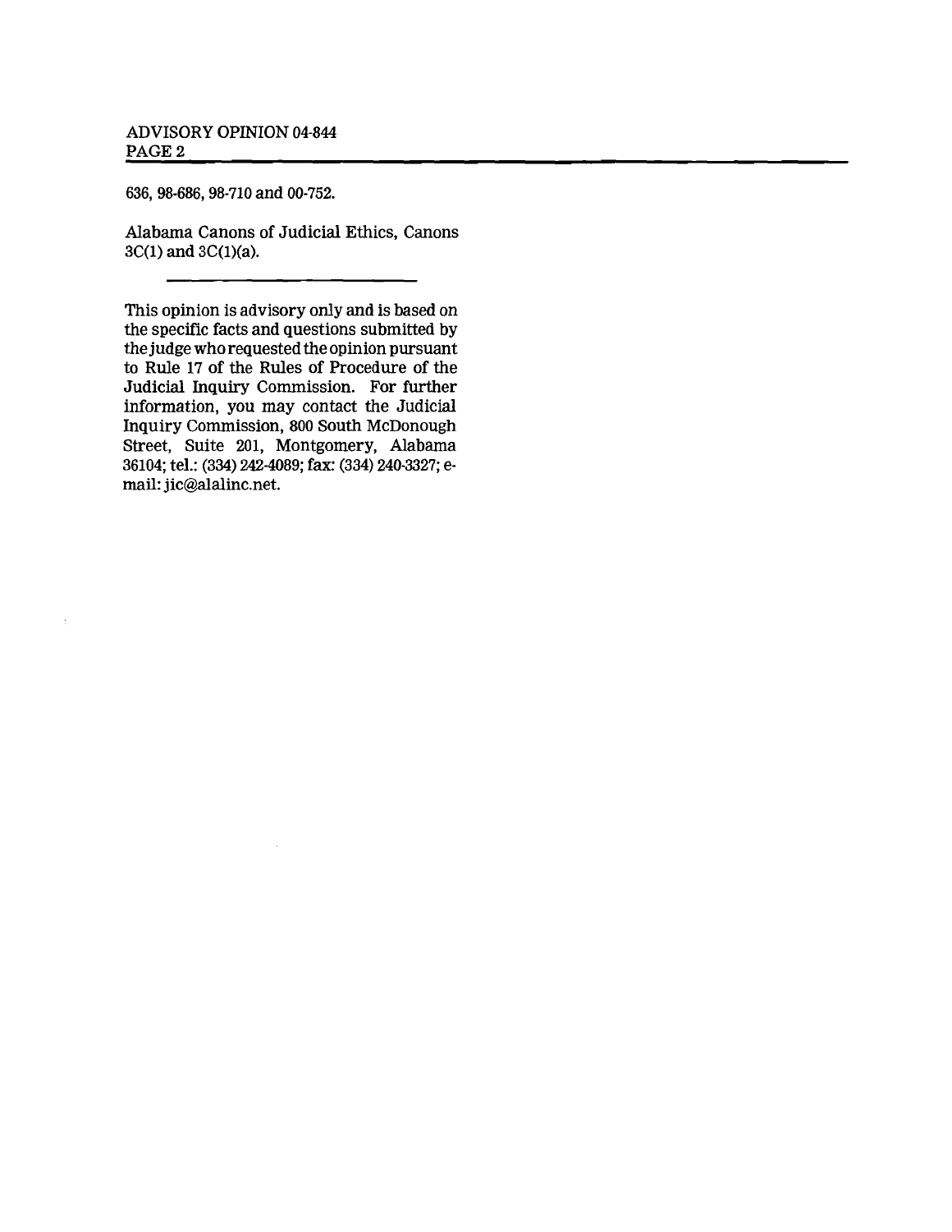636, 98-686, 98-710 and 00-752.

Alabama Canons of Judicial Ethics, Canons 3C(1) and 3C(1)(a).

---

This opinion is advisory only and is based on the specific facts and questions submitted by the judge who requested the opinion pursuant to Rule 17 of the Rules of Procedure of the Judicial Inquiry Commission. For further information, you may contact the Judicial Inquiry Commission, 800 South McDonough Street, Suite 201, Montgomery, Alabama 36104; tel.: (334) 242-4089; fax: (334) 240-3327; e-mail: jic@alalinc.net.